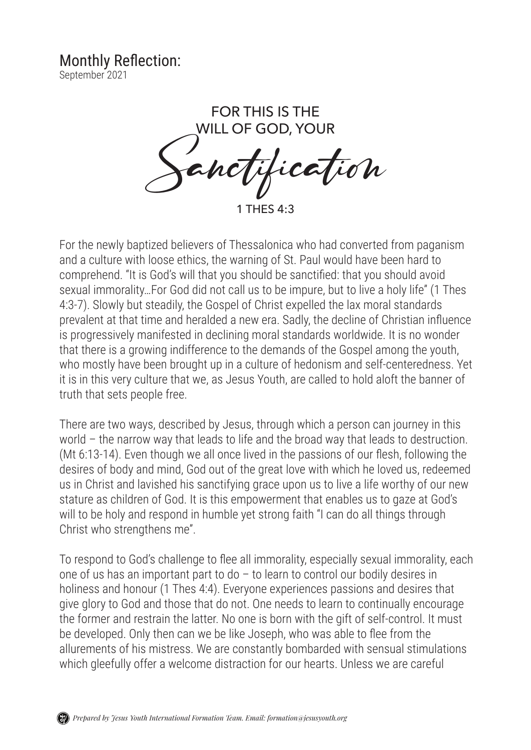# Monthly Reflection:

September 2021

## FOR THIS IS THE WILL OF GOD, YOUR *Sanctification*

1 THES 4:3

For the newly baptized believers of Thessalonica who had converted from paganism and a culture with loose ethics, the warning of St. Paul would have been hard to comprehend. "It is God's will that you should be sanctified: that you should avoid sexual immorality…For God did not call us to be impure, but to live a holy life" (1 Thes 4:3-7). Slowly but steadily, the Gospel of Christ expelled the lax moral standards prevalent at that time and heralded a new era. Sadly, the decline of Christian influence is progressively manifested in declining moral standards worldwide. It is no wonder that there is a growing indifference to the demands of the Gospel among the youth, who mostly have been brought up in a culture of hedonism and self-centeredness. Yet it is in this very culture that we, as Jesus Youth, are called to hold aloft the banner of truth that sets people free.

There are two ways, described by Jesus, through which a person can journey in this world – the narrow way that leads to life and the broad way that leads to destruction. (Mt 6:13-14). Even though we all once lived in the passions of our flesh, following the desires of body and mind, God out of the great love with which he loved us, redeemed us in Christ and lavished his sanctifying grace upon us to live a life worthy of our new stature as children of God. It is this empowerment that enables us to gaze at God's will to be holy and respond in humble yet strong faith "I can do all things through Christ who strengthens me".

To respond to God's challenge to flee all immorality, especially sexual immorality, each one of us has an important part to do – to learn to control our bodily desires in holiness and honour (1 Thes 4:4). Everyone experiences passions and desires that give glory to God and those that do not. One needs to learn to continually encourage the former and restrain the latter. No one is born with the gift of self-control. It must be developed. Only then can we be like Joseph, who was able to flee from the allurements of his mistress. We are constantly bombarded with sensual stimulations which gleefully offer a welcome distraction for our hearts. Unless we are careful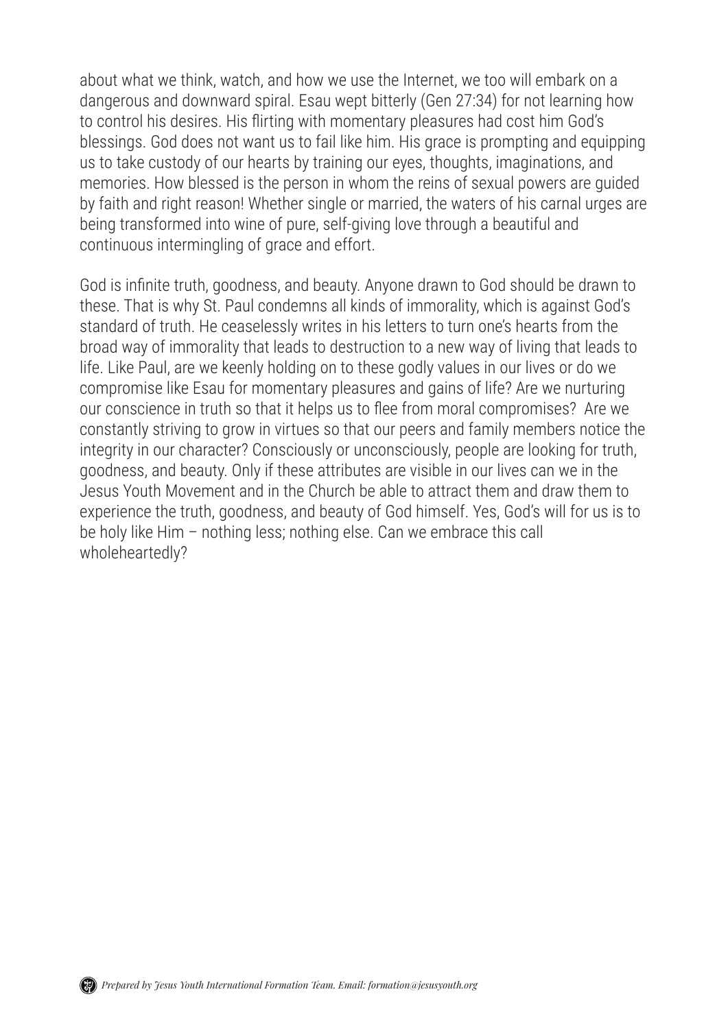about what we think, watch, and how we use the Internet, we too will embark on a dangerous and downward spiral. Esau wept bitterly (Gen 27:34) for not learning how to control his desires. His flirting with momentary pleasures had cost him God's blessings. God does not want us to fail like him. His grace is prompting and equipping us to take custody of our hearts by training our eyes, thoughts, imaginations, and memories. How blessed is the person in whom the reins of sexual powers are guided by faith and right reason! Whether single or married, the waters of his carnal urges are being transformed into wine of pure, self-giving love through a beautiful and continuous intermingling of grace and effort.

God is infinite truth, goodness, and beauty. Anyone drawn to God should be drawn to these. That is why St. Paul condemns all kinds of immorality, which is against God's standard of truth. He ceaselessly writes in his letters to turn one's hearts from the broad way of immorality that leads to destruction to a new way of living that leads to life. Like Paul, are we keenly holding on to these godly values in our lives or do we compromise like Esau for momentary pleasures and gains of life? Are we nurturing our conscience in truth so that it helps us to flee from moral compromises? Are we constantly striving to grow in virtues so that our peers and family members notice the integrity in our character? Consciously or unconsciously, people are looking for truth, goodness, and beauty. Only if these attributes are visible in our lives can we in the Jesus Youth Movement and in the Church be able to attract them and draw them to experience the truth, goodness, and beauty of God himself. Yes, God's will for us is to be holy like Him – nothing less; nothing else. Can we embrace this call wholeheartedly?